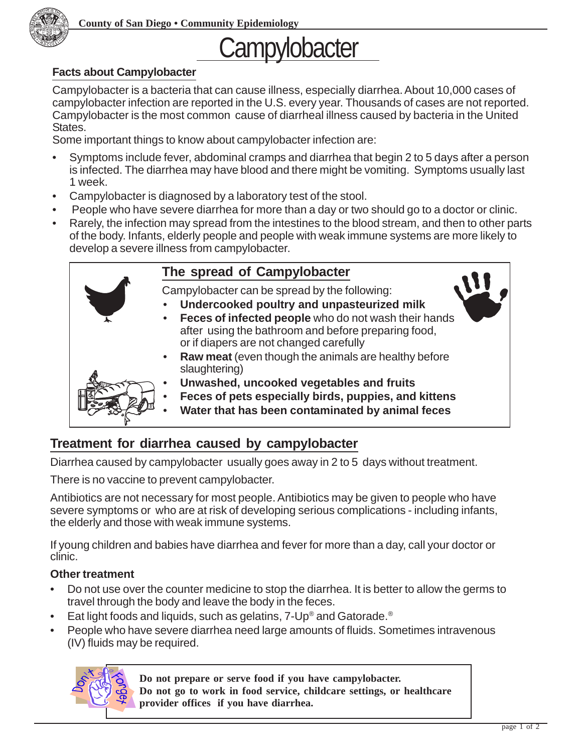# Campylobacter

## Facts about Campylobacter

Campylobacter is a bacteria that can cause illness, especially diarrhea. About 10,000 cases of campylobacter infection are reported in the U.S. every year. Thousands of cases are not reported. Campylobacter is the most common cause of diarrheal illness caused by bacteria in the United States.

Some important things to know about campylobacter infection are:

- Symptoms include fever, abdominal cramps and diarrhea that begin 2 to 5 days after a person is infected. The diarrhea may have blood and there might be vomiting. Symptoms usually last 1 week.
- Campylobacter is diagnosed by a laboratory test of the stool.
- People who have severe diarrhea for more than a day or two should go to a doctor or clinic.
- Rarely, the infection may spread from the intestines to the blood stream, and then to other parts of the body. Infants, elderly people and people with weak immune systems are more likely to develop a severe illness from campylobacter.

## The spread of Campylobacter

Campylobacter can be spread by the following:

- **Undercooked poultry and unpasteurized milk**
- **Feces of infected people** who do not wash their hands after using the bathroom and before preparing food, or if diapers are not changed carefully
- **Raw meat** (even though the animals are healthy before slaughtering)
- **Unwashed, uncooked vegetables and fruits**
- **Feces of pets especially birds, puppies, and kittens**
- **Water that has been contaminated by animal feces**

## Treatment for diarrhea caused by campylobacter

Diarrhea caused by campylobacter usually goes away in 2 to 5 days without treatment.

There is no vaccine to prevent campylobacter.

Antibiotics are not necessary for most people. Antibiotics may be given to people who have severe symptoms or who are at risk of developing serious complications - including infants, the elderly and those with weak immune systems.

If young children and babies have diarrhea and fever for more than a day, call your doctor or clinic.

### Other treatment

- Do not use over the counter medicine to stop the diarrhea. It is better to allow the germs to travel through the body and leave the body in the feces.
- Eat light foods and liquids, such as gelatins, 7-Up® and Gatorade.®
- People who have severe diarrhea need large amounts of fluids. Sometimes intravenous (IV) fluids may be required.

**Do not prepare or serve food if you have campylobacter.**
**Do not go to work in food service, childcare settings, or healthcare provider offices if you have diarrhea.**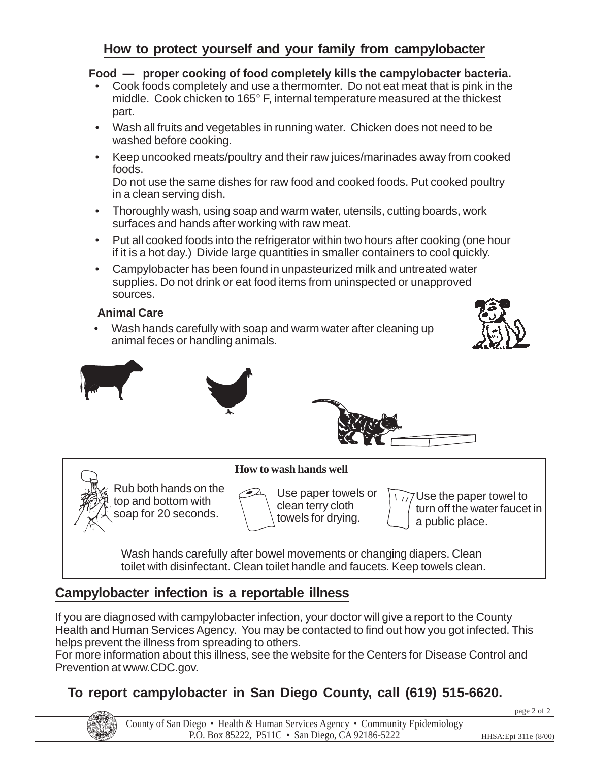## How to protect yourself and your family from campylobacter

**Food — proper cooking of food completely kills the campylobacter bacteria.**

- Cook foods completely and use a thermomter. Do not eat meat that is pink in the middle. Cook chicken to 165° F, internal temperature measured at the thickest part.
- Wash all fruits and vegetables in running water. Chicken does not need to be washed before cooking.
- Keep uncooked meats/poultry and their raw juices/marinades away from cooked foods.
  Do not use the same dishes for raw food and cooked foods. Put cooked poultry in a clean serving dish.
- Thoroughly wash, using soap and warm water, utensils, cutting boards, work surfaces and hands after working with raw meat.
- Put all cooked foods into the refrigerator within two hours after cooking (one hour if it is a hot day.) Divide large quantities in smaller containers to cool quickly.
- Campylobacter has been found in unpasteurized milk and untreated water supplies. Do not drink or eat food items from uninspected or unapproved sources.

**Animal Care**

- Wash hands carefully with soap and warm water after cleaning up animal feces or handling animals.

**How to wash hands well**

Rub both hands on the top and bottom with soap for 20 seconds.

Use paper towels or clean terry cloth towels for drying.

Use the paper towel to turn off the water faucet in a public place.

Wash hands carefully after bowel movements or changing diapers. Clean toilet with disinfectant. Clean toilet handle and faucets. Keep towels clean.

## Campylobacter infection is a reportable illness

If you are diagnosed with campylobacter infection, your doctor will give a report to the County Health and Human Services Agency. You may be contacted to find out how you got infected. This helps prevent the illness from spreading to others.
For more information about this illness, see the website for the Centers for Disease Control and Prevention at www.CDC.gov.

### To report campylobacter in San Diego County, call (619) 515-6620.

County of San Diego • Health & Human Services Agency • Community Epidemiology
P.O. Box 85222, P511C • San Diego, CA 92186-5222

HHSA:Epi 311e (8/00)